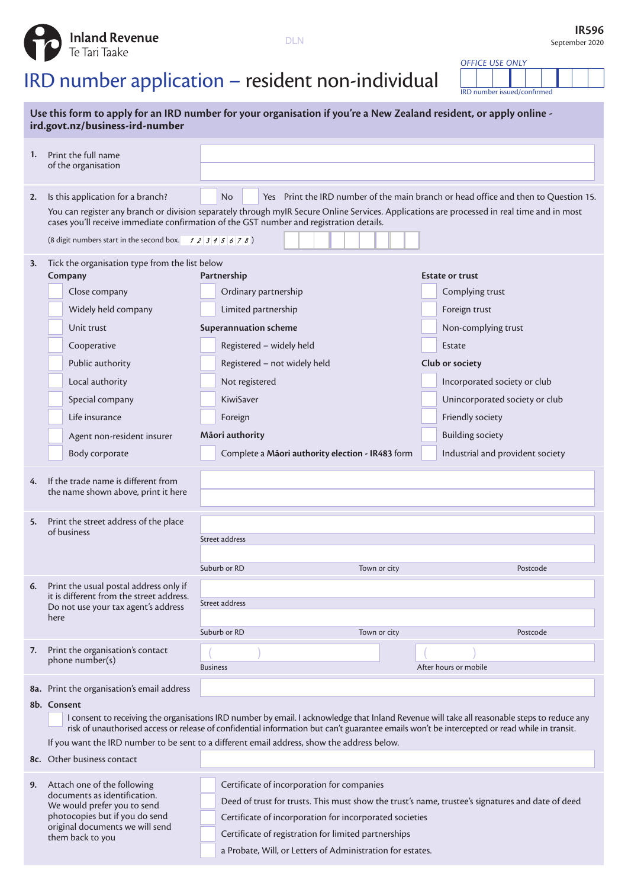Inland Revenue
Te Tari Taake

DLN

**IR596**
September 2020

*OFFICE USE ONLY*

IRD number issued/confirmed

# IRD number application – resident non-individual

**Use this form to apply for an IRD number for your organisation if you're a New Zealand resident, or apply online - ird.govt.nz/business-ird-number**

**1.** Print the full name of the organisation

**2.** Is this application for a branch? ☐ No ☐ Yes Print the IRD number of the main branch or head office and then to Question 15.

You can register any branch or division separately through myIR Secure Online Services. Applications are processed in real time and in most cases you'll receive immediate confirmation of the GST number and registration details.

(8 digit numbers start in the second box. *1 2 3 4 5 6 7 8*)

**3.** Tick the organisation type from the list below

| Company | Partnership | Estate or trust |
|---|---|---|
| ☐ Close company | ☐ Ordinary partnership | ☐ Complying trust |
| ☐ Widely held company | ☐ Limited partnership | ☐ Foreign trust |
| ☐ Unit trust | **Superannuation scheme** | ☐ Non-complying trust |
| ☐ Cooperative | ☐ Registered – widely held | ☐ Estate |
| ☐ Public authority | ☐ Registered – not widely held | **Club or society** |
| ☐ Local authority | ☐ Not registered | ☐ Incorporated society or club |
| ☐ Special company | ☐ KiwiSaver | ☐ Unincorporated society or club |
| ☐ Life insurance | ☐ Foreign | ☐ Friendly society |
| ☐ Agent non-resident insurer | **Māori authority** | ☐ Building society |
| ☐ Body corporate | ☐ Complete a **Māori authority election - IR483** form | ☐ Industrial and provident society |

**4.** If the trade name is different from the name shown above, print it here

**5.** Print the street address of the place of business

Street address

Suburb or RD Town or city Postcode

**6.** Print the usual postal address only if it is different from the street address. Do not use your tax agent's address here

Street address

Suburb or RD Town or city Postcode

**7.** Print the organisation's contact phone number(s)

( ) Business ( ) After hours or mobile

**8a.** Print the organisation's email address

**8b. Consent**

☐ I consent to receiving the organisations IRD number by email. I acknowledge that Inland Revenue will take all reasonable steps to reduce any risk of unauthorised access or release of confidential information but can't guarantee emails won't be intercepted or read while in transit.

If you want the IRD number to be sent to a different email address, show the address below.

**8c.** Other business contact

**9.** Attach one of the following documents as identification. We would prefer you to send photocopies but if you do send original documents we will send them back to you

- ☐ Certificate of incorporation for companies
- ☐ Deed of trust for trusts. This must show the trust's name, trustee's signatures and date of deed
- ☐ Certificate of incorporation for incorporated societies
- ☐ Certificate of registration for limited partnerships
- ☐ a Probate, Will, or Letters of Administration for estates.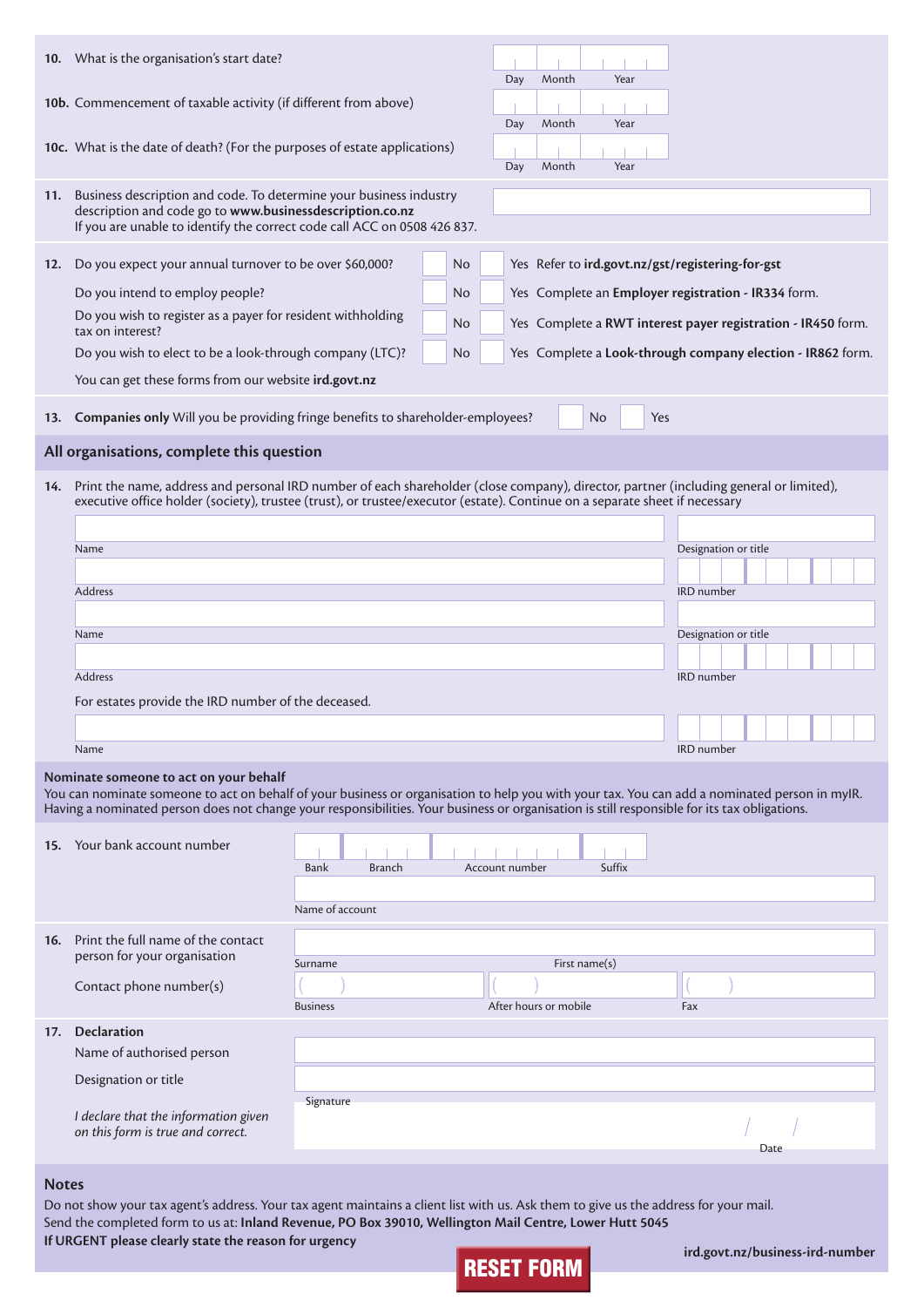10. What is the organisation's start date?

Day Month Year

10b. Commencement of taxable activity (if different from above)

Day Month Year

10c. What is the date of death? (For the purposes of estate applications)

Day Month Year

11. Business description and code. To determine your business industry description and code go to **www.businessdescription.co.nz**
If you are unable to identify the correct code call ACC on 0508 426 837.

12. Do you expect your annual turnover to be over $60,000? No Yes Refer to **ird.govt.nz/gst/registering-for-gst**

Do you intend to employ people? No Yes Complete an **Employer registration - IR334** form.

Do you wish to register as a payer for resident withholding tax on interest? No Yes Complete a **RWT interest payer registration - IR450** form.

Do you wish to elect to be a look-through company (LTC)? No Yes Complete a **Look-through company election - IR862** form.

You can get these forms from our website **ird.govt.nz**

13. **Companies only** Will you be providing fringe benefits to shareholder-employees? No Yes

## All organisations, complete this question

14. Print the name, address and personal IRD number of each shareholder (close company), director, partner (including general or limited), executive office holder (society), trustee (trust), or trustee/executor (estate). Continue on a separate sheet if necessary

Name | Designation or title

Address | IRD number

Name | Designation or title

Address | IRD number

For estates provide the IRD number of the deceased.

Name | IRD number

### Nominate someone to act on your behalf

You can nominate someone to act on behalf of your business or organisation to help you with your tax. You can add a nominated person in myIR. Having a nominated person does not change your responsibilities. Your business or organisation is still responsible for its tax obligations.

15. Your bank account number

Bank Branch Account number Suffix

Name of account

16. Print the full name of the contact person for your organisation

Surname First name(s)

Contact phone number(s)

( ) Business ( ) After hours or mobile ( ) Fax

17. **Declaration**

Name of authorised person

Designation or title

*I declare that the information given on this form is true and correct.*

Signature

Date / /

### Notes

Do not show your tax agent's address. Your tax agent maintains a client list with us. Ask them to give us the address for your mail.
Send the completed form to us at: **Inland Revenue, PO Box 39010, Wellington Mail Centre, Lower Hutt 5045**
**If URGENT please clearly state the reason for urgency**

RESET FORM

**ird.govt.nz/business-ird-number**